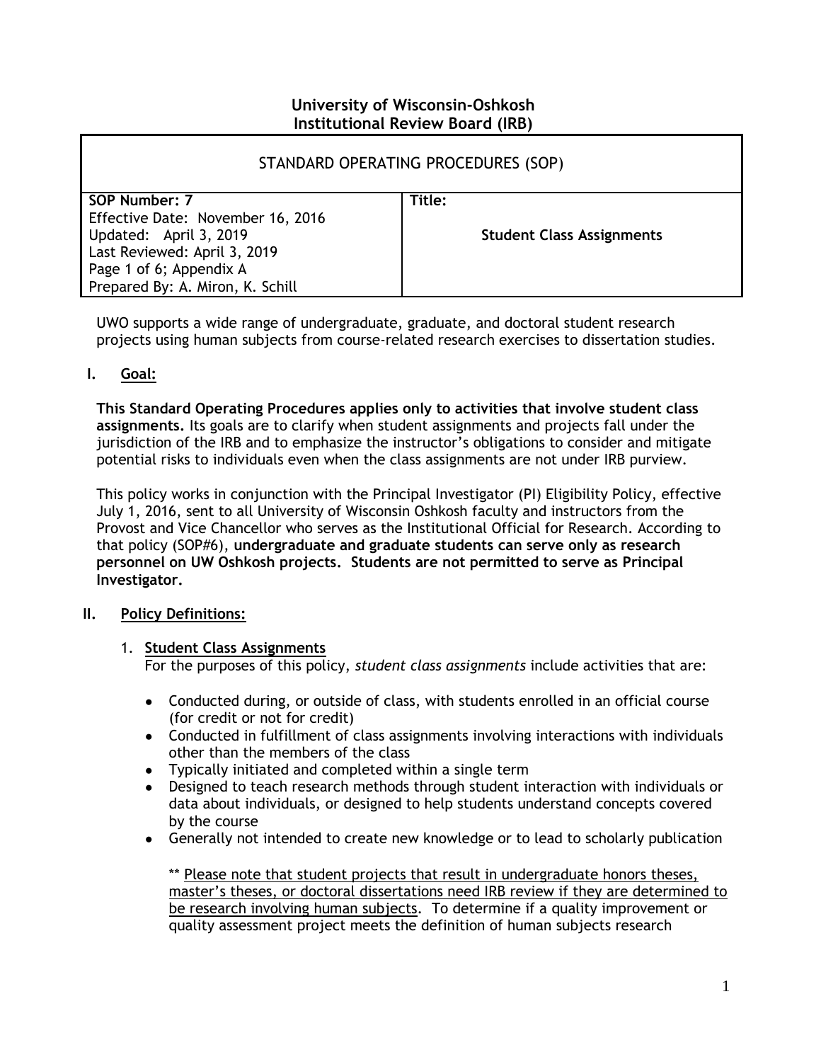**University of Wisconsin-Oshkosh**
**Institutional Review Board (IRB)**

| STANDARD OPERATING PROCEDURES (SOP) | |
|---|---|
| **SOP Number: 7**<br>Effective Date: November 16, 2016<br>Updated: April 3, 2019<br>Last Reviewed: April 3, 2019<br>Page 1 of 6; Appendix A<br>Prepared By: A. Miron, K. Schill | **Title:**<br><br>**Student Class Assignments** |

UWO supports a wide range of undergraduate, graduate, and doctoral student research projects using human subjects from course-related research exercises to dissertation studies.

## I. Goal:

**This Standard Operating Procedures applies only to activities that involve student class assignments.** Its goals are to clarify when student assignments and projects fall under the jurisdiction of the IRB and to emphasize the instructor's obligations to consider and mitigate potential risks to individuals even when the class assignments are not under IRB purview.

This policy works in conjunction with the Principal Investigator (PI) Eligibility Policy, effective July 1, 2016, sent to all University of Wisconsin Oshkosh faculty and instructors from the Provost and Vice Chancellor who serves as the Institutional Official for Research. According to that policy (SOP#6), **undergraduate and graduate students can serve only as research personnel on UW Oshkosh projects. Students are not permitted to serve as Principal Investigator.**

## II. Policy Definitions:

1. **Student Class Assignments**
   For the purposes of this policy, *student class assignments* include activities that are:

   - Conducted during, or outside of class, with students enrolled in an official course (for credit or not for credit)
   - Conducted in fulfillment of class assignments involving interactions with individuals other than the members of the class
   - Typically initiated and completed within a single term
   - Designed to teach research methods through student interaction with individuals or data about individuals, or designed to help students understand concepts covered by the course
   - Generally not intended to create new knowledge or to lead to scholarly publication

   ** Please note that student projects that result in undergraduate honors theses, master's theses, or doctoral dissertations need IRB review if they are determined to be research involving human subjects. To determine if a quality improvement or quality assessment project meets the definition of human subjects research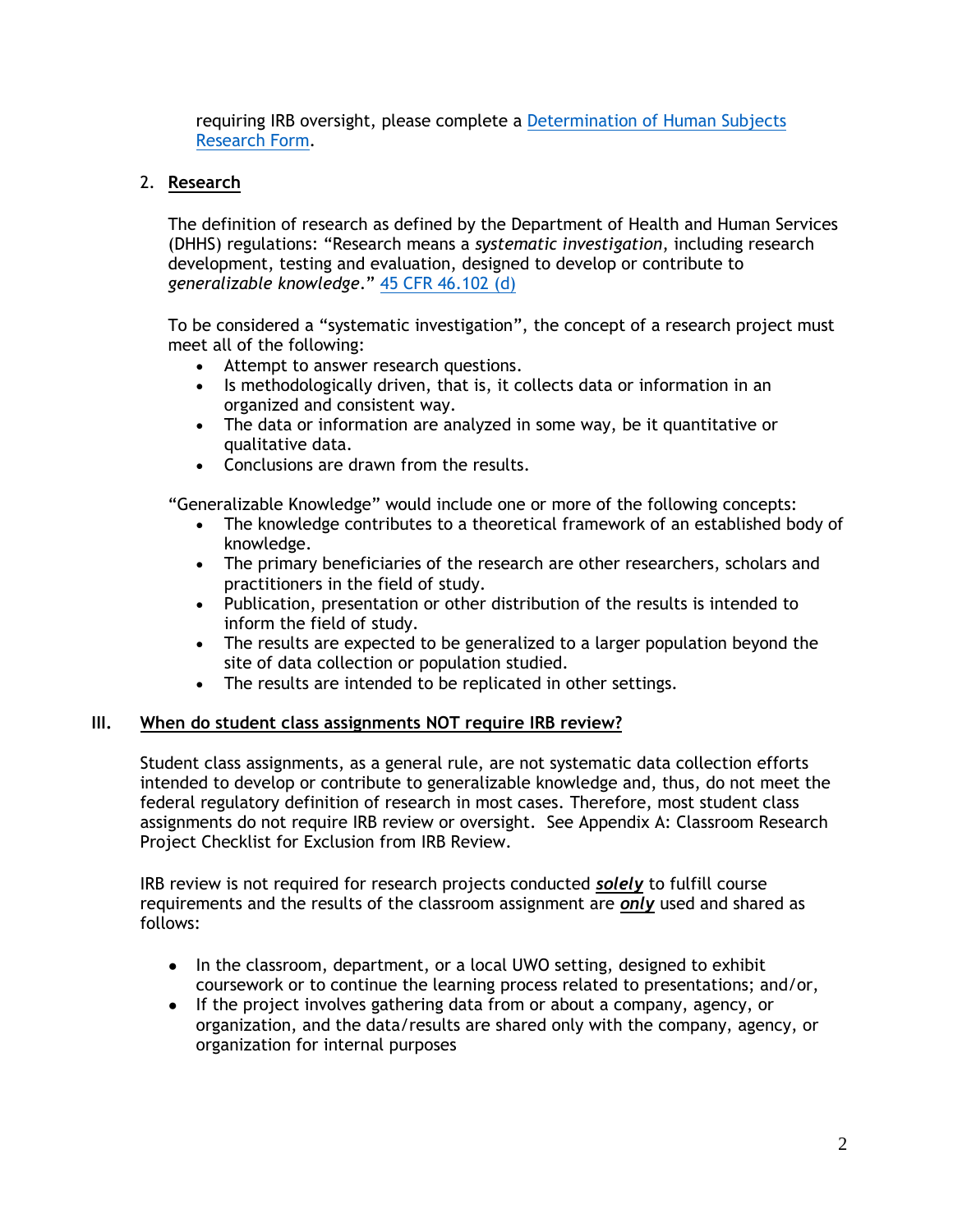requiring IRB oversight, please complete a [Determination of Human Subjects Research Form](#).

2. **Research**

   The definition of research as defined by the Department of Health and Human Services (DHHS) regulations: "Research means a *systematic investigation*, including research development, testing and evaluation, designed to develop or contribute to *generalizable knowledge*." [45 CFR 46.102 (d)](#)

   To be considered a "systematic investigation", the concept of a research project must meet all of the following:

   - Attempt to answer research questions.
   - Is methodologically driven, that is, it collects data or information in an organized and consistent way.
   - The data or information are analyzed in some way, be it quantitative or qualitative data.
   - Conclusions are drawn from the results.

   "Generalizable Knowledge" would include one or more of the following concepts:

   - The knowledge contributes to a theoretical framework of an established body of knowledge.
   - The primary beneficiaries of the research are other researchers, scholars and practitioners in the field of study.
   - Publication, presentation or other distribution of the results is intended to inform the field of study.
   - The results are expected to be generalized to a larger population beyond the site of data collection or population studied.
   - The results are intended to be replicated in other settings.

## III. When do student class assignments NOT require IRB review?

Student class assignments, as a general rule, are not systematic data collection efforts intended to develop or contribute to generalizable knowledge and, thus, do not meet the federal regulatory definition of research in most cases. Therefore, most student class assignments do not require IRB review or oversight. See Appendix A: Classroom Research Project Checklist for Exclusion from IRB Review.

IRB review is not required for research projects conducted ***solely*** to fulfill course requirements and the results of the classroom assignment are ***only*** used and shared as follows:

- In the classroom, department, or a local UWO setting, designed to exhibit coursework or to continue the learning process related to presentations; and/or,
- If the project involves gathering data from or about a company, agency, or organization, and the data/results are shared only with the company, agency, or organization for internal purposes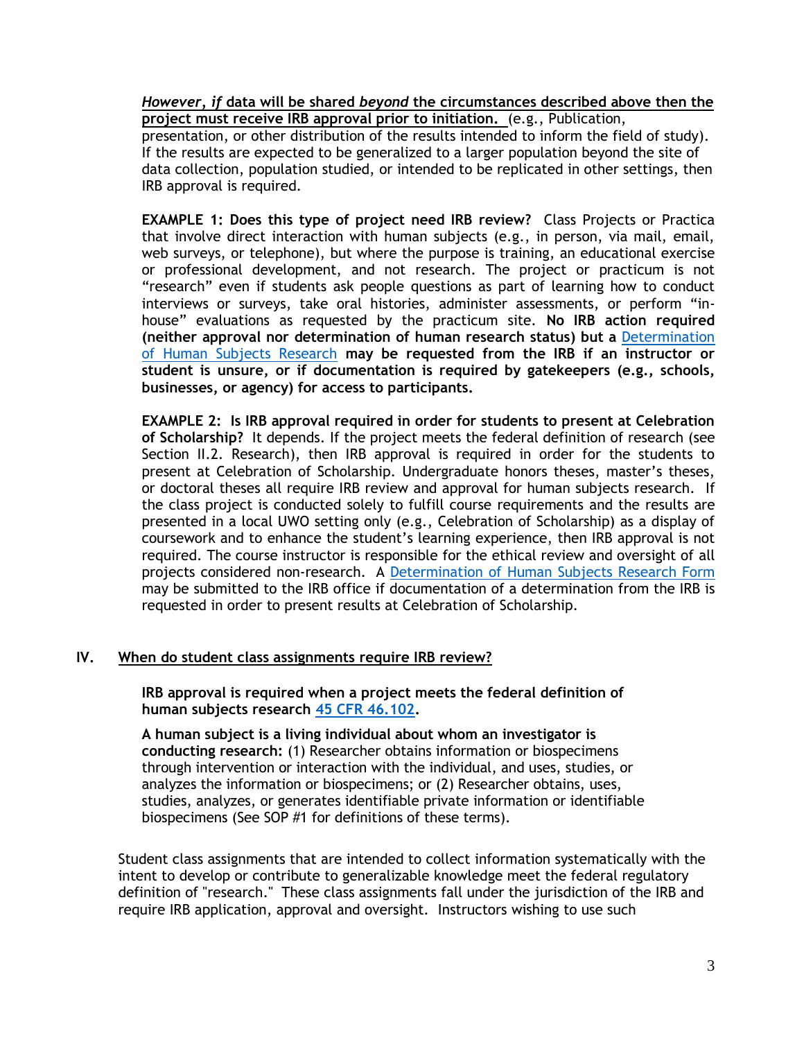***However*, *if* data will be shared *beyond* the circumstances described above then the project must receive IRB approval prior to initiation.** (e.g., Publication, presentation, or other distribution of the results intended to inform the field of study). If the results are expected to be generalized to a larger population beyond the site of data collection, population studied, or intended to be replicated in other settings, then IRB approval is required.

**EXAMPLE 1: Does this type of project need IRB review?** Class Projects or Practica that involve direct interaction with human subjects (e.g., in person, via mail, email, web surveys, or telephone), but where the purpose is training, an educational exercise or professional development, and not research. The project or practicum is not "research" even if students ask people questions as part of learning how to conduct interviews or surveys, take oral histories, administer assessments, or perform "in-house" evaluations as requested by the practicum site. **No IRB action required (neither approval nor determination of human research status) but a** [Determination of Human Subjects Research](#) **may be requested from the IRB if an instructor or student is unsure, or if documentation is required by gatekeepers (e.g., schools, businesses, or agency) for access to participants.**

**EXAMPLE 2: Is IRB approval required in order for students to present at Celebration of Scholarship?** It depends. If the project meets the federal definition of research (see Section II.2. Research), then IRB approval is required in order for the students to present at Celebration of Scholarship. Undergraduate honors theses, master's theses, or doctoral theses all require IRB review and approval for human subjects research. If the class project is conducted solely to fulfill course requirements and the results are presented in a local UWO setting only (e.g., Celebration of Scholarship) as a display of coursework and to enhance the student's learning experience, then IRB approval is not required. The course instructor is responsible for the ethical review and oversight of all projects considered non-research. A [Determination of Human Subjects Research Form](#) may be submitted to the IRB office if documentation of a determination from the IRB is requested in order to present results at Celebration of Scholarship.

## IV. When do student class assignments require IRB review?

**IRB approval is required when a project meets the federal definition of human subjects research [45 CFR 46.102](#).**

**A human subject is a living individual about whom an investigator is conducting research:** (1) Researcher obtains information or biospecimens through intervention or interaction with the individual, and uses, studies, or analyzes the information or biospecimens; or (2) Researcher obtains, uses, studies, analyzes, or generates identifiable private information or identifiable biospecimens (See SOP #1 for definitions of these terms).

Student class assignments that are intended to collect information systematically with the intent to develop or contribute to generalizable knowledge meet the federal regulatory definition of "research." These class assignments fall under the jurisdiction of the IRB and require IRB application, approval and oversight. Instructors wishing to use such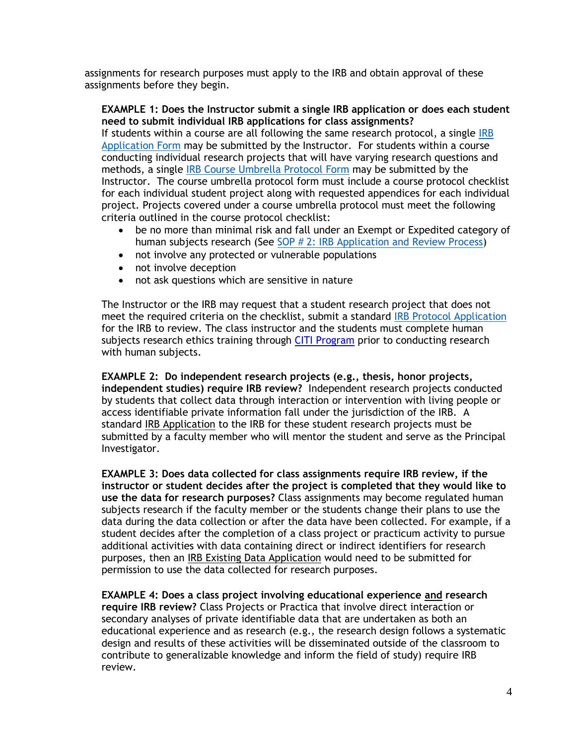assignments for research purposes must apply to the IRB and obtain approval of these assignments before they begin.

**EXAMPLE 1: Does the Instructor submit a single IRB application or does each student need to submit individual IRB applications for class assignments?**
If students within a course are all following the same research protocol, a single IRB Application Form may be submitted by the Instructor. For students within a course conducting individual research projects that will have varying research questions and methods, a single IRB Course Umbrella Protocol Form may be submitted by the Instructor. The course umbrella protocol form must include a course protocol checklist for each individual student project along with requested appendices for each individual project. Projects covered under a course umbrella protocol must meet the following criteria outlined in the course protocol checklist:

- be no more than minimal risk and fall under an Exempt or Expedited category of human subjects research (See SOP # 2: IRB Application and Review Process)
- not involve any protected or vulnerable populations
- not involve deception
- not ask questions which are sensitive in nature

The Instructor or the IRB may request that a student research project that does not meet the required criteria on the checklist, submit a standard IRB Protocol Application for the IRB to review. The class instructor and the students must complete human subjects research ethics training through CITI Program prior to conducting research with human subjects.

**EXAMPLE 2: Do independent research projects (e.g., thesis, honor projects, independent studies) require IRB review?** Independent research projects conducted by students that collect data through interaction or intervention with living people or access identifiable private information fall under the jurisdiction of the IRB. A standard IRB Application to the IRB for these student research projects must be submitted by a faculty member who will mentor the student and serve as the Principal Investigator.

**EXAMPLE 3: Does data collected for class assignments require IRB review, if the instructor or student decides after the project is completed that they would like to use the data for research purposes?** Class assignments may become regulated human subjects research if the faculty member or the students change their plans to use the data during the data collection or after the data have been collected. For example, if a student decides after the completion of a class project or practicum activity to pursue additional activities with data containing direct or indirect identifiers for research purposes, then an IRB Existing Data Application would need to be submitted for permission to use the data collected for research purposes.

**EXAMPLE 4: Does a class project involving educational experience and research require IRB review?** Class Projects or Practica that involve direct interaction or secondary analyses of private identifiable data that are undertaken as both an educational experience and as research (e.g., the research design follows a systematic design and results of these activities will be disseminated outside of the classroom to contribute to generalizable knowledge and inform the field of study) require IRB review.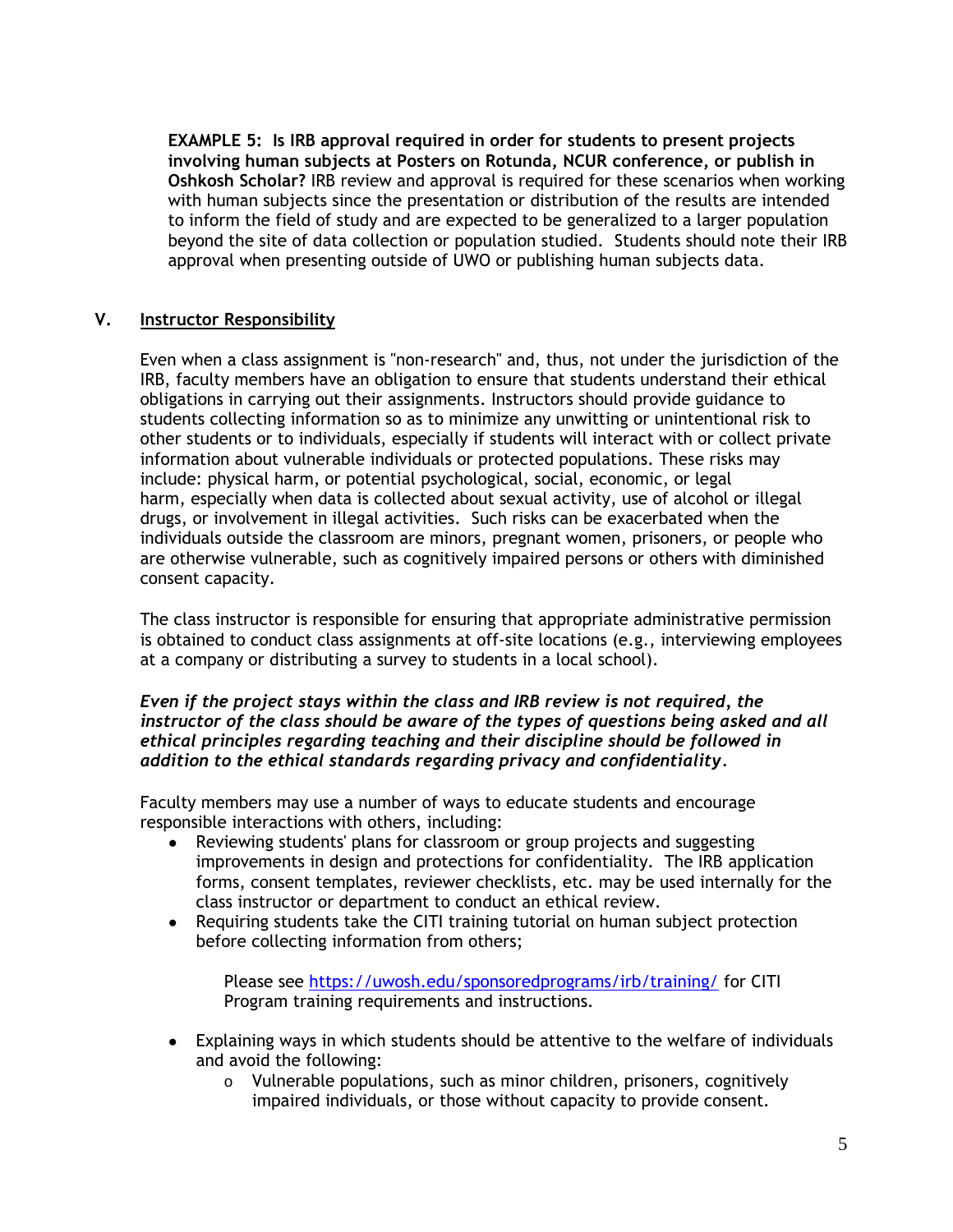**EXAMPLE 5: Is IRB approval required in order for students to present projects involving human subjects at Posters on Rotunda, NCUR conference, or publish in Oshkosh Scholar?** IRB review and approval is required for these scenarios when working with human subjects since the presentation or distribution of the results are intended to inform the field of study and are expected to be generalized to a larger population beyond the site of data collection or population studied. Students should note their IRB approval when presenting outside of UWO or publishing human subjects data.

## V. Instructor Responsibility

Even when a class assignment is "non-research" and, thus, not under the jurisdiction of the IRB, faculty members have an obligation to ensure that students understand their ethical obligations in carrying out their assignments. Instructors should provide guidance to students collecting information so as to minimize any unwitting or unintentional risk to other students or to individuals, especially if students will interact with or collect private information about vulnerable individuals or protected populations. These risks may include: physical harm, or potential psychological, social, economic, or legal harm, especially when data is collected about sexual activity, use of alcohol or illegal drugs, or involvement in illegal activities. Such risks can be exacerbated when the individuals outside the classroom are minors, pregnant women, prisoners, or people who are otherwise vulnerable, such as cognitively impaired persons or others with diminished consent capacity.

The class instructor is responsible for ensuring that appropriate administrative permission is obtained to conduct class assignments at off-site locations (e.g., interviewing employees at a company or distributing a survey to students in a local school).

***Even if the project stays within the class and IRB review is not required, the instructor of the class should be aware of the types of questions being asked and all ethical principles regarding teaching and their discipline should be followed in addition to the ethical standards regarding privacy and confidentiality.***

Faculty members may use a number of ways to educate students and encourage responsible interactions with others, including:

- Reviewing students' plans for classroom or group projects and suggesting improvements in design and protections for confidentiality. The IRB application forms, consent templates, reviewer checklists, etc. may be used internally for the class instructor or department to conduct an ethical review.
- Requiring students take the CITI training tutorial on human subject protection before collecting information from others;

  Please see https://uwosh.edu/sponsoredprograms/irb/training/ for CITI Program training requirements and instructions.

- Explaining ways in which students should be attentive to the welfare of individuals and avoid the following:
  - Vulnerable populations, such as minor children, prisoners, cognitively impaired individuals, or those without capacity to provide consent.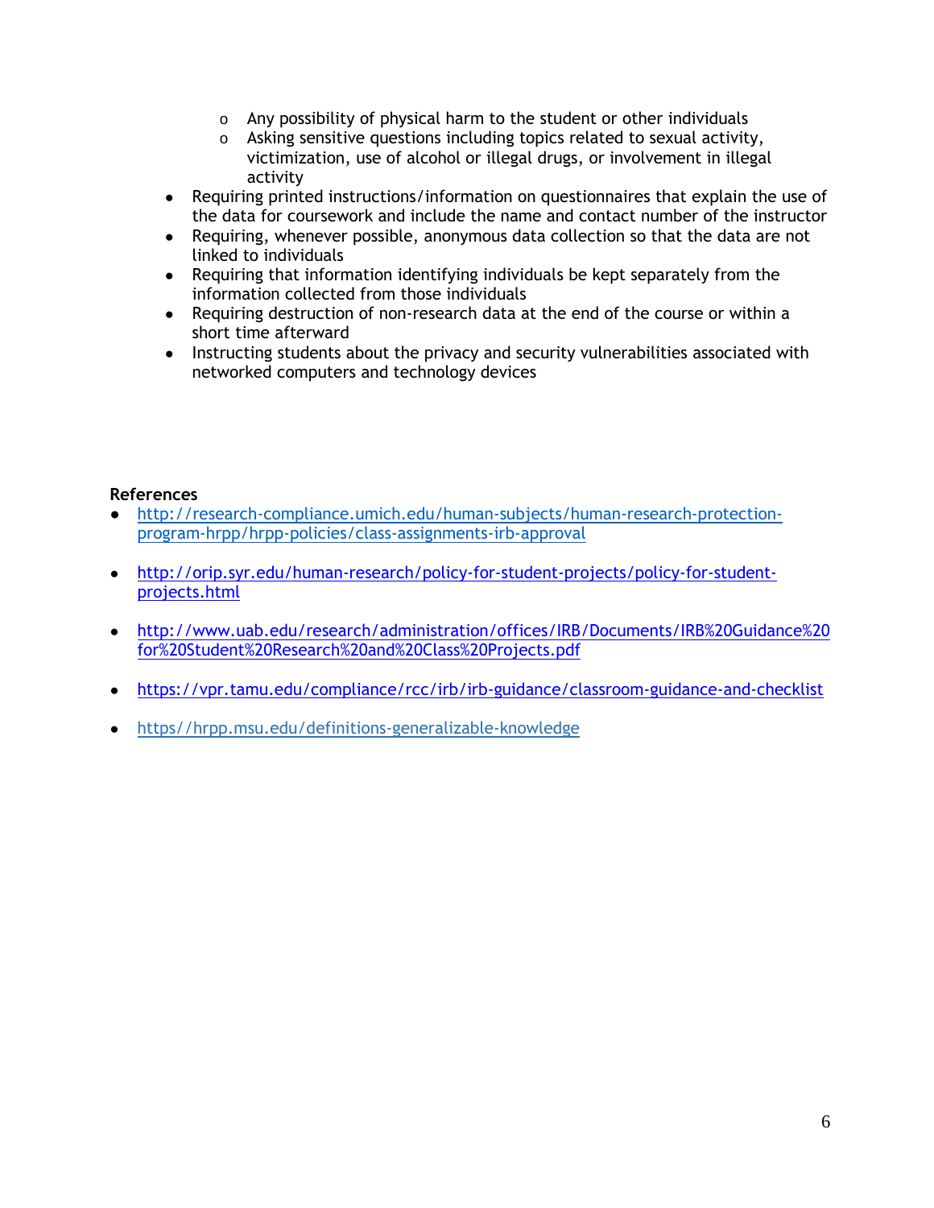- Any possibility of physical harm to the student or other individuals
    - Asking sensitive questions including topics related to sexual activity, victimization, use of alcohol or illegal drugs, or involvement in illegal activity
- Requiring printed instructions/information on questionnaires that explain the use of the data for coursework and include the name and contact number of the instructor
- Requiring, whenever possible, anonymous data collection so that the data are not linked to individuals
- Requiring that information identifying individuals be kept separately from the information collected from those individuals
- Requiring destruction of non-research data at the end of the course or within a short time afterward
- Instructing students about the privacy and security vulnerabilities associated with networked computers and technology devices

**References**

- http://research-compliance.umich.edu/human-subjects/human-research-protection-program-hrpp/hrpp-policies/class-assignments-irb-approval

- http://orip.syr.edu/human-research/policy-for-student-projects/policy-for-student-projects.html

- http://www.uab.edu/research/administration/offices/IRB/Documents/IRB%20Guidance%20for%20Student%20Research%20and%20Class%20Projects.pdf

- https://vpr.tamu.edu/compliance/rcc/irb/irb-guidance/classroom-guidance-and-checklist

- https//hrpp.msu.edu/definitions-generalizable-knowledge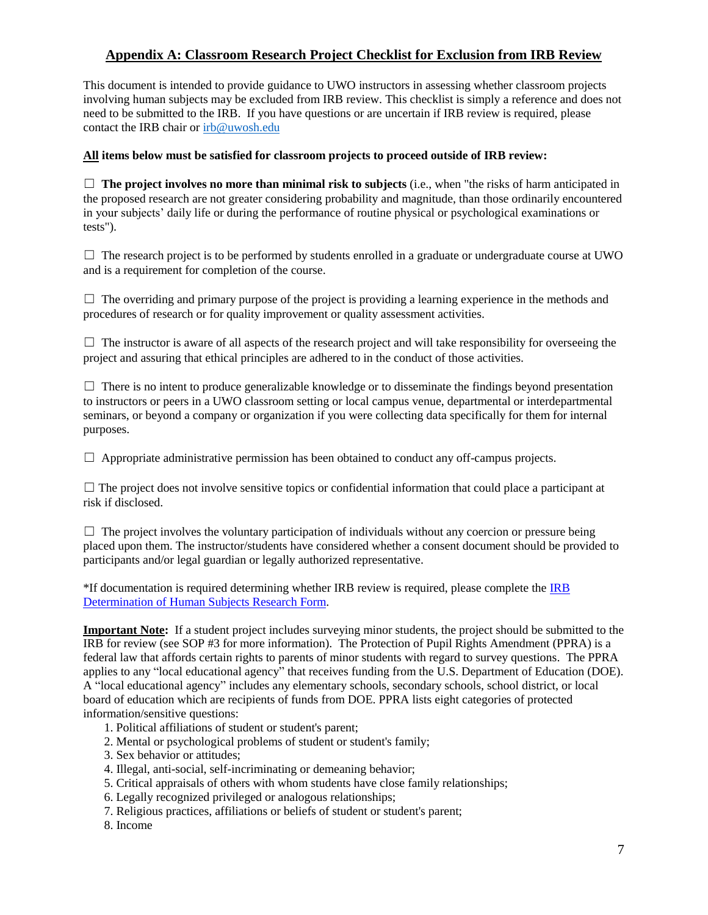## Appendix A: Classroom Research Project Checklist for Exclusion from IRB Review

This document is intended to provide guidance to UWO instructors in assessing whether classroom projects involving human subjects may be excluded from IRB review. This checklist is simply a reference and does not need to be submitted to the IRB. If you have questions or are uncertain if IRB review is required, please contact the IRB chair or irb@uwosh.edu

**All items below must be satisfied for classroom projects to proceed outside of IRB review:**

☐ **The project involves no more than minimal risk to subjects** (i.e., when "the risks of harm anticipated in the proposed research are not greater considering probability and magnitude, than those ordinarily encountered in your subjects' daily life or during the performance of routine physical or psychological examinations or tests").

☐ The research project is to be performed by students enrolled in a graduate or undergraduate course at UWO and is a requirement for completion of the course.

☐ The overriding and primary purpose of the project is providing a learning experience in the methods and procedures of research or for quality improvement or quality assessment activities.

☐ The instructor is aware of all aspects of the research project and will take responsibility for overseeing the project and assuring that ethical principles are adhered to in the conduct of those activities.

☐ There is no intent to produce generalizable knowledge or to disseminate the findings beyond presentation to instructors or peers in a UWO classroom setting or local campus venue, departmental or interdepartmental seminars, or beyond a company or organization if you were collecting data specifically for them for internal purposes.

☐ Appropriate administrative permission has been obtained to conduct any off-campus projects.

☐ The project does not involve sensitive topics or confidential information that could place a participant at risk if disclosed.

☐ The project involves the voluntary participation of individuals without any coercion or pressure being placed upon them. The instructor/students have considered whether a consent document should be provided to participants and/or legal guardian or legally authorized representative.

*If documentation is required determining whether IRB review is required, please complete the IRB Determination of Human Subjects Research Form.

**Important Note:** If a student project includes surveying minor students, the project should be submitted to the IRB for review (see SOP #3 for more information). The Protection of Pupil Rights Amendment (PPRA) is a federal law that affords certain rights to parents of minor students with regard to survey questions. The PPRA applies to any "local educational agency" that receives funding from the U.S. Department of Education (DOE). A "local educational agency" includes any elementary schools, secondary schools, school district, or local board of education which are recipients of funds from DOE. PPRA lists eight categories of protected information/sensitive questions:

1. Political affiliations of student or student's parent;
2. Mental or psychological problems of student or student's family;
3. Sex behavior or attitudes;
4. Illegal, anti-social, self-incriminating or demeaning behavior;
5. Critical appraisals of others with whom students have close family relationships;
6. Legally recognized privileged or analogous relationships;
7. Religious practices, affiliations or beliefs of student or student's parent;
8. Income